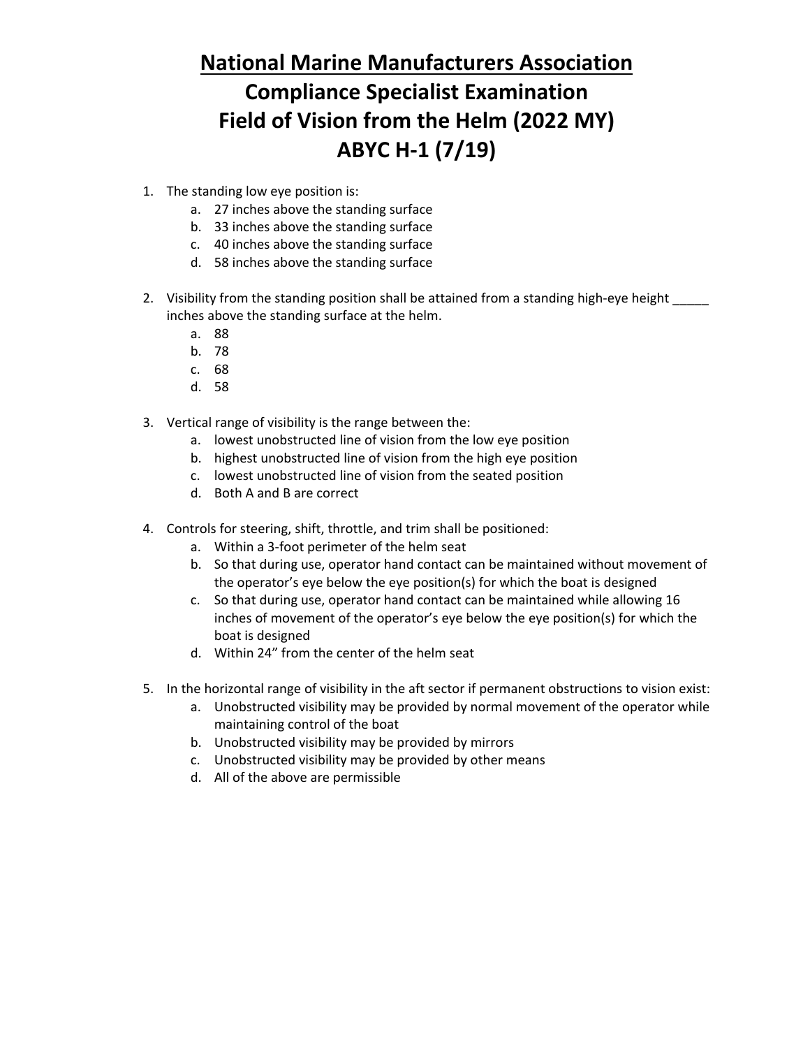# National Marine Manufacturers Association

## Compliance Specialist Examination

## Field of Vision from the Helm (2022 MY)

## ABYC H-1 (7/19)

1. The standing low eye position is:
   a. 27 inches above the standing surface
   b. 33 inches above the standing surface
   c. 40 inches above the standing surface
   d. 58 inches above the standing surface

2. Visibility from the standing position shall be attained from a standing high-eye height _____ inches above the standing surface at the helm.
   a. 88
   b. 78
   c. 68
   d. 58

3. Vertical range of visibility is the range between the:
   a. lowest unobstructed line of vision from the low eye position
   b. highest unobstructed line of vision from the high eye position
   c. lowest unobstructed line of vision from the seated position
   d. Both A and B are correct

4. Controls for steering, shift, throttle, and trim shall be positioned:
   a. Within a 3-foot perimeter of the helm seat
   b. So that during use, operator hand contact can be maintained without movement of the operator's eye below the eye position(s) for which the boat is designed
   c. So that during use, operator hand contact can be maintained while allowing 16 inches of movement of the operator's eye below the eye position(s) for which the boat is designed
   d. Within 24" from the center of the helm seat

5. In the horizontal range of visibility in the aft sector if permanent obstructions to vision exist:
   a. Unobstructed visibility may be provided by normal movement of the operator while maintaining control of the boat
   b. Unobstructed visibility may be provided by mirrors
   c. Unobstructed visibility may be provided by other means
   d. All of the above are permissible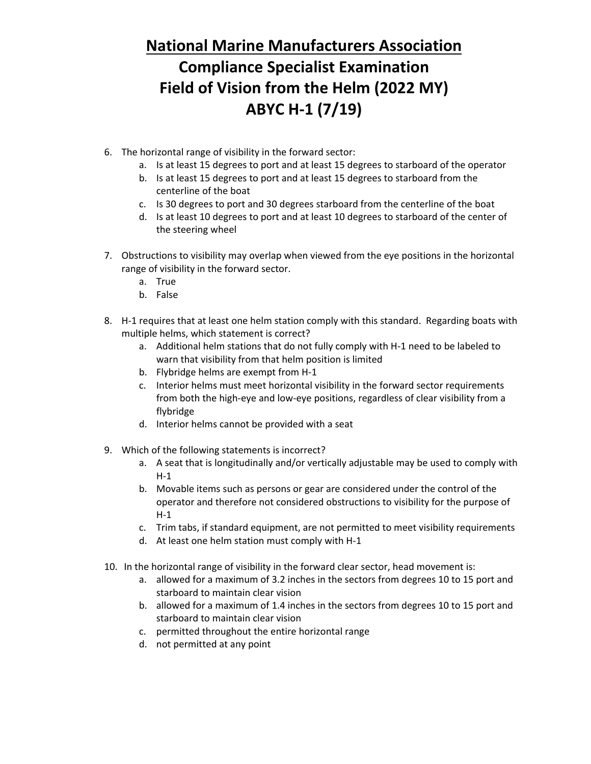# National Marine Manufacturers Association

# Compliance Specialist Examination

# Field of Vision from the Helm (2022 MY)

# ABYC H-1 (7/19)

6. The horizontal range of visibility in the forward sector:
    a. Is at least 15 degrees to port and at least 15 degrees to starboard of the operator
    b. Is at least 15 degrees to port and at least 15 degrees to starboard from the centerline of the boat
    c. Is 30 degrees to port and 30 degrees starboard from the centerline of the boat
    d. Is at least 10 degrees to port and at least 10 degrees to starboard of the center of the steering wheel

7. Obstructions to visibility may overlap when viewed from the eye positions in the horizontal range of visibility in the forward sector.
    a. True
    b. False

8. H-1 requires that at least one helm station comply with this standard. Regarding boats with multiple helms, which statement is correct?
    a. Additional helm stations that do not fully comply with H-1 need to be labeled to warn that visibility from that helm position is limited
    b. Flybridge helms are exempt from H-1
    c. Interior helms must meet horizontal visibility in the forward sector requirements from both the high-eye and low-eye positions, regardless of clear visibility from a flybridge
    d. Interior helms cannot be provided with a seat

9. Which of the following statements is incorrect?
    a. A seat that is longitudinally and/or vertically adjustable may be used to comply with H-1
    b. Movable items such as persons or gear are considered under the control of the operator and therefore not considered obstructions to visibility for the purpose of H-1
    c. Trim tabs, if standard equipment, are not permitted to meet visibility requirements
    d. At least one helm station must comply with H-1

10. In the horizontal range of visibility in the forward clear sector, head movement is:
    a. allowed for a maximum of 3.2 inches in the sectors from degrees 10 to 15 port and starboard to maintain clear vision
    b. allowed for a maximum of 1.4 inches in the sectors from degrees 10 to 15 port and starboard to maintain clear vision
    c. permitted throughout the entire horizontal range
    d. not permitted at any point